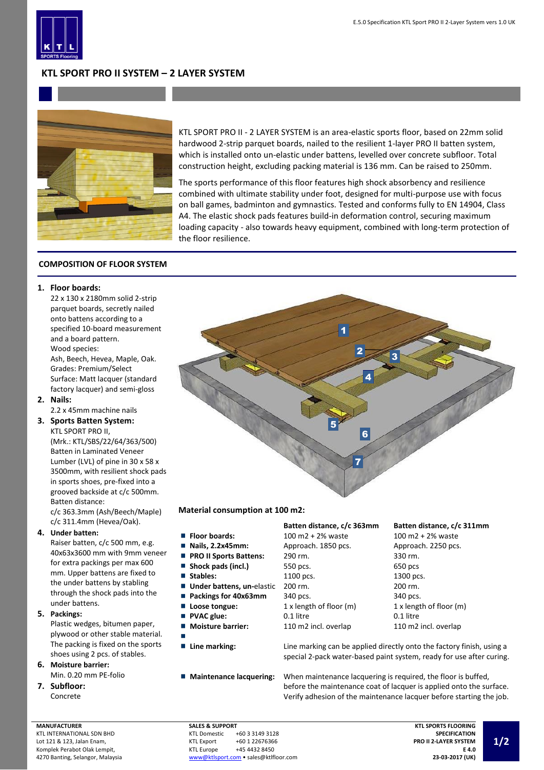# KTL SPORT PRO II SYSTEM – 2 LAYER SYSTEM

KTL SPORT PRO II - 2 LAYER SYSTEM is an area-elastic sports floor, based on 22mm solid hardwood 2-strip parquet boards, nailed to the resilient 1-layer PRO II batten system, which is installed onto un-elastic under battens, levelled over concrete subfloor. Total construction height, excluding packing material is 136 mm. Can be raised to 250mm.

The sports performance of this floor features high shock absorbency and resilience combined with ultimate stability under foot, designed for multi-purpose use with focus on ball games, badminton and gymnastics. Tested and conforms fully to EN 14904, Class A4. The elastic shock pads features build-in deformation control, securing maximum loading capacity - also towards heavy equipment, combined with long-term protection of the floor resilience.

## COMPOSITION OF FLOOR SYSTEM

1. **Floor boards:**
   22 x 130 x 2180mm solid 2-strip parquet boards, secretly nailed onto battens according to a specified 10-board measurement and a board pattern.
   Wood species:
   Ash, Beech, Hevea, Maple, Oak.
   Grades: Premium/Select
   Surface: Matt lacquer (standard factory lacquer) and semi-gloss
2. **Nails:**
   2.2 x 45mm machine nails
3. **Sports Batten System:**
   KTL SPORT PRO II,
   (Mrk.: KTL/SBS/22/64/363/500)
   Batten in Laminated Veneer Lumber (LVL) of pine in 30 x 58 x 3500mm, with resilient shock pads in sports shoes, pre-fixed into a grooved backside at c/c 500mm.
   Batten distance:
   c/c 363.3mm (Ash/Beech/Maple)
   c/c 311.4mm (Hevea/Oak).
4. **Under batten:**
   Raiser batten, c/c 500 mm, e.g. 40x63x3600 mm with 9mm veneer for extra packings per max 600 mm. Upper battens are fixed to the under battens by stabling through the shock pads into the under battens.
5. **Packings:**
   Plastic wedges, bitumen paper, plywood or other stable material. The packing is fixed on the sports shoes using 2 pcs. of stables.
6. **Moisture barrier:**
   Min. 0.20 mm PE-folio
7. **Subfloor:**
   Concrete

### Material consumption at 100 m2:

| | Batten distance, c/c 363mm | Batten distance, c/c 311mm |
|---|---|---|
| **Floor boards:** | 100 m2 + 2% waste | 100 m2 + 2% waste |
| **Nails, 2.2x45mm:** | Approach. 1850 pcs. | Approach. 2250 pcs. |
| **PRO II Sports Battens:** | 290 rm. | 330 rm. |
| **Shock pads (incl.)** | 550 pcs. | 650 pcs |
| **Stables:** | 1100 pcs. | 1300 pcs. |
| **Under battens, un-**elastic | 200 rm. | 200 rm. |
| **Packings for 40x63mm** | 340 pcs. | 340 pcs. |
| **Loose tongue:** | 1 x length of floor (m) | 1 x length of floor (m) |
| **PVAC glue:** | 0.1 litre | 0.1 litre |
| **Moisture barrier:** | 110 m2 incl. overlap | 110 m2 incl. overlap |

- **Line marking:** Line marking can be applied directly onto the factory finish, using a special 2-pack water-based paint system, ready for use after curing.
- **Maintenance lacquering:** When maintenance lacquering is required, the floor is buffed, before the maintenance coat of lacquer is applied onto the surface. Verify adhesion of the maintenance lacquer before starting the job.

**MANUFACTURER**
KTL INTERNATIONAL SDN BHD
Lot 121 & 123, Jalan Enam,
Komplek Perabot Olak Lempit,
4270 Banting, Selangor, Malaysia

**SALES & SUPPORT**
KTL Domestic +60 3 3149 3128
KTL Export +60 1 22676366
KTL Europe +45 4432 8450
www@ktlsport.com • sales@ktlfloor.com

**KTL SPORTS FLOORING SPECIFICATION PRO II 2-LAYER SYSTEM E 4.0 23-03-2017 (UK)**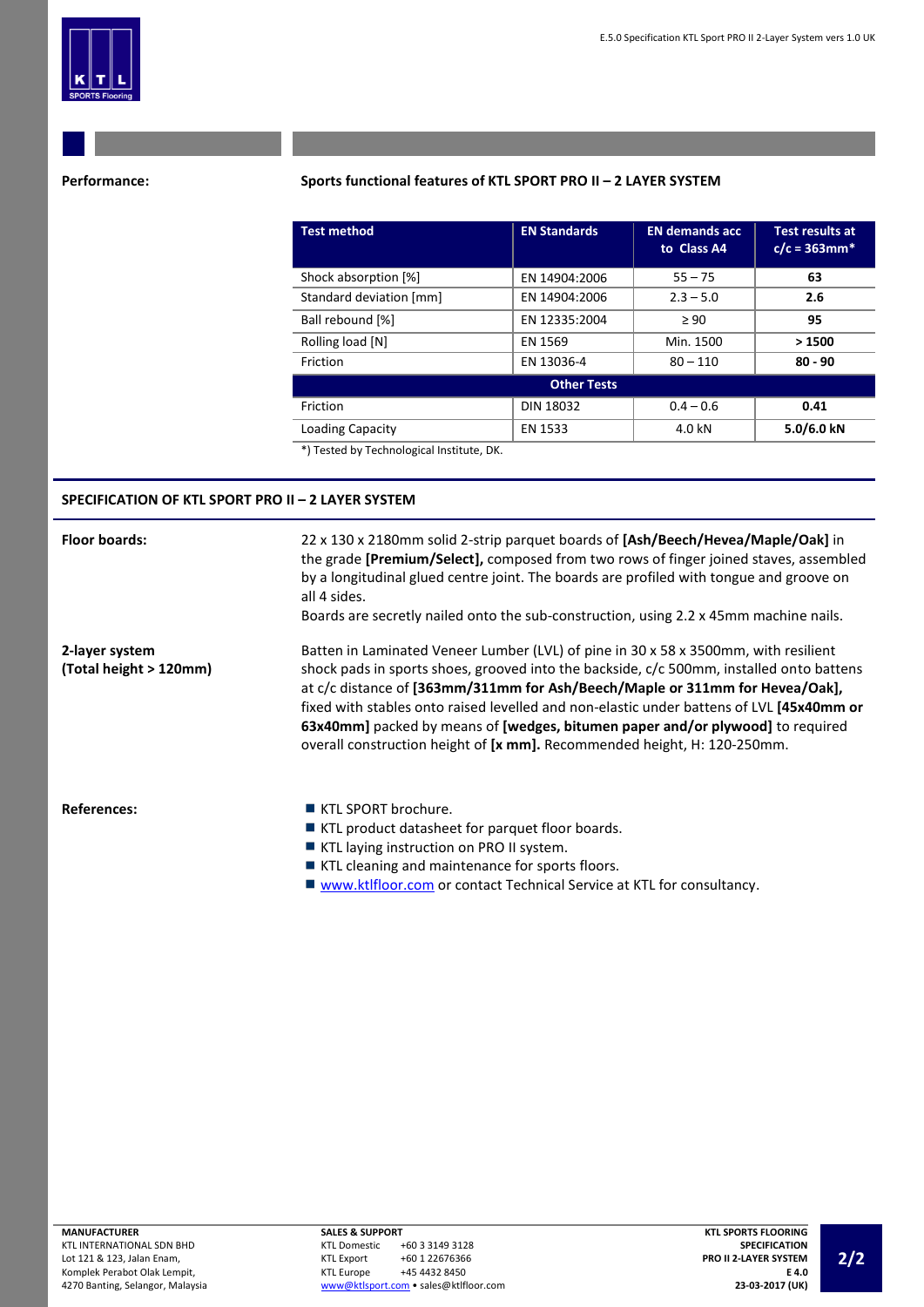**Performance:**

**Sports functional features of KTL SPORT PRO II – 2 LAYER SYSTEM**

| Test method | EN Standards | EN demands acc to Class A4 | Test results at c/c = 363mm* |
|---|---|---|---|
| Shock absorption [%] | EN 14904:2006 | 55 – 75 | **63** |
| Standard deviation [mm] | EN 14904:2006 | 2.3 – 5.0 | **2.6** |
| Ball rebound [%] | EN 12335:2004 | ≥ 90 | **95** |
| Rolling load [N] | EN 1569 | Min. 1500 | **> 1500** |
| Friction | EN 13036-4 | 80 – 110 | **80 - 90** |
| **Other Tests** | | | |
| Friction | DIN 18032 | 0.4 – 0.6 | **0.41** |
| Loading Capacity | EN 1533 | 4.0 kN | **5.0/6.0 kN** |

*) Tested by Technological Institute, DK.

## SPECIFICATION OF KTL SPORT PRO II – 2 LAYER SYSTEM

**Floor boards:**

22 x 130 x 2180mm solid 2-strip parquet boards of **[Ash/Beech/Hevea/Maple/Oak]** in the grade **[Premium/Select],** composed from two rows of finger joined staves, assembled by a longitudinal glued centre joint. The boards are profiled with tongue and groove on all 4 sides.
Boards are secretly nailed onto the sub-construction, using 2.2 x 45mm machine nails.

**2-layer system (Total height > 120mm)**

Batten in Laminated Veneer Lumber (LVL) of pine in 30 x 58 x 3500mm, with resilient shock pads in sports shoes, grooved into the backside, c/c 500mm, installed onto battens at c/c distance of **[363mm/311mm for Ash/Beech/Maple or 311mm for Hevea/Oak],** fixed with stables onto raised levelled and non-elastic under battens of LVL **[45x40mm or 63x40mm]** packed by means of **[wedges, bitumen paper and/or plywood]** to required overall construction height of **[x mm].** Recommended height, H: 120-250mm.

**References:**

- KTL SPORT brochure.
- KTL product datasheet for parquet floor boards.
- KTL laying instruction on PRO II system.
- KTL cleaning and maintenance for sports floors.
- www.ktlfloor.com or contact Technical Service at KTL for consultancy.

**MANUFACTURER**
KTL INTERNATIONAL SDN BHD
Lot 121 & 123, Jalan Enam,
Komplek Perabot Olak Lempit,
4270 Banting, Selangor, Malaysia

**SALES & SUPPORT**
KTL Domestic +60 3 3149 3128
KTL Export +60 1 22676366
KTL Europe +45 4432 8450
www@ktlsport.com • sales@ktlfloor.com

**KTL SPORTS FLOORING SPECIFICATION PRO II 2-LAYER SYSTEM E 4.0 23-03-2017 (UK)**